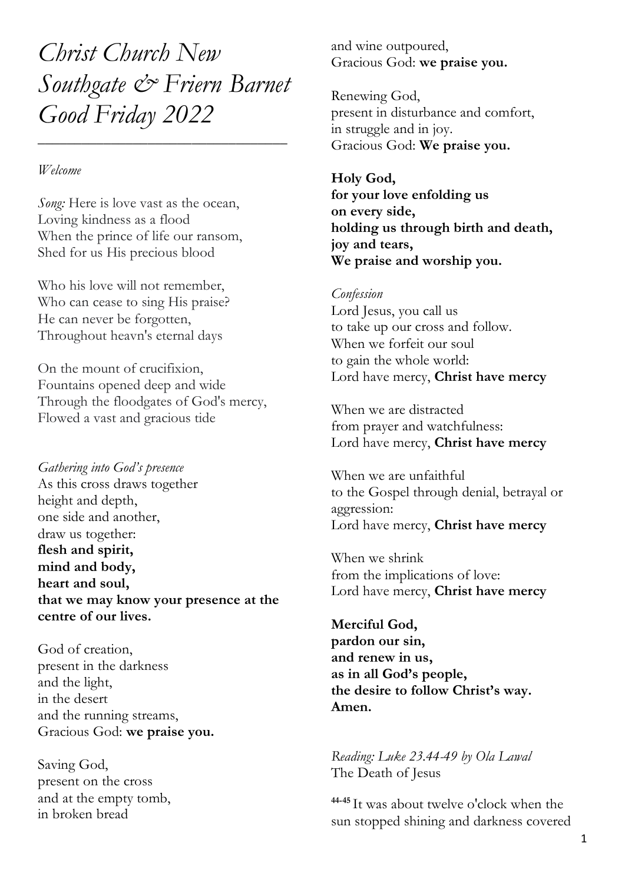# *Christ Church New Southgate & Friern Barnet Good Friday 2022*

---

*Welcome*

*Song:* Here is love vast as the ocean,
Loving kindness as a flood
When the prince of life our ransom,
Shed for us His precious blood

Who his love will not remember,
Who can cease to sing His praise?
He can never be forgotten,
Throughout heavn's eternal days

On the mount of crucifixion,
Fountains opened deep and wide
Through the floodgates of God's mercy,
Flowed a vast and gracious tide

*Gathering into God's presence*
As this cross draws together
height and depth,
one side and another,
draw us together:
**flesh and spirit,**
**mind and body,**
**heart and soul,**
**that we may know your presence at the centre of our lives.**

God of creation,
present in the darkness
and the light,
in the desert
and the running streams,
Gracious God: **we praise you.**

Saving God,
present on the cross
and at the empty tomb,
in broken bread
and wine outpoured,
Gracious God: **we praise you.**

Renewing God,
present in disturbance and comfort,
in struggle and in joy.
Gracious God: **We praise you.**

**Holy God,**
**for your love enfolding us**
**on every side,**
**holding us through birth and death,**
**joy and tears,**
**We praise and worship you.**

*Confession*
Lord Jesus, you call us
to take up our cross and follow.
When we forfeit our soul
to gain the whole world:
Lord have mercy, **Christ have mercy**

When we are distracted
from prayer and watchfulness:
Lord have mercy, **Christ have mercy**

When we are unfaithful
to the Gospel through denial, betrayal or aggression:
Lord have mercy, **Christ have mercy**

When we shrink
from the implications of love:
Lord have mercy, **Christ have mercy**

**Merciful God,**
**pardon our sin,**
**and renew in us,**
**as in all God's people,**
**the desire to follow Christ's way.**
**Amen.**

*Reading: Luke 23.44-49 by Ola Lawal*
The Death of Jesus

[44-45] It was about twelve o'clock when the sun stopped shining and darkness covered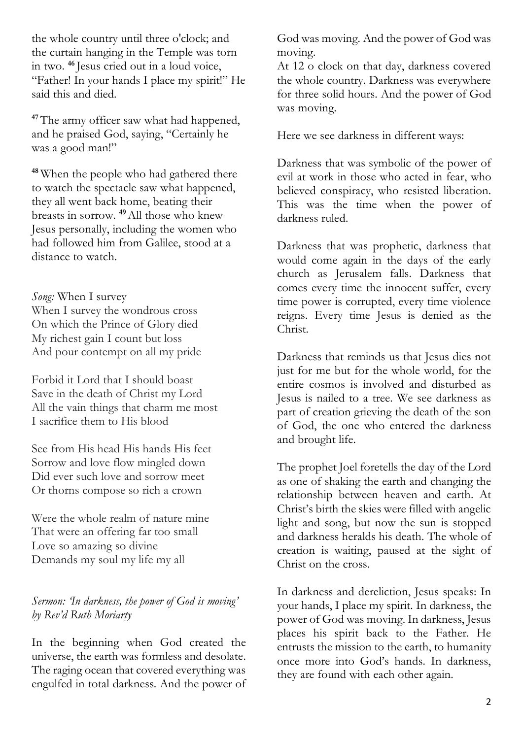the whole country until three o'clock; and the curtain hanging in the Temple was torn in two. [46] Jesus cried out in a loud voice, "Father! In your hands I place my spirit!" He said this and died.

[47] The army officer saw what had happened, and he praised God, saying, "Certainly he was a good man!"

[48] When the people who had gathered there to watch the spectacle saw what happened, they all went back home, beating their breasts in sorrow. [49] All those who knew Jesus personally, including the women who had followed him from Galilee, stood at a distance to watch.

*Song:* When I survey
When I survey the wondrous cross
On which the Prince of Glory died
My richest gain I count but loss
And pour contempt on all my pride

Forbid it Lord that I should boast
Save in the death of Christ my Lord
All the vain things that charm me most
I sacrifice them to His blood

See from His head His hands His feet
Sorrow and love flow mingled down
Did ever such love and sorrow meet
Or thorns compose so rich a crown

Were the whole realm of nature mine
That were an offering far too small
Love so amazing so divine
Demands my soul my life my all

*Sermon: 'In darkness, the power of God is moving' by Rev'd Ruth Moriarty*

In the beginning when God created the universe, the earth was formless and desolate. The raging ocean that covered everything was engulfed in total darkness. And the power of God was moving. And the power of God was moving.

At 12 o clock on that day, darkness covered the whole country. Darkness was everywhere for three solid hours. And the power of God was moving.

Here we see darkness in different ways:

Darkness that was symbolic of the power of evil at work in those who acted in fear, who believed conspiracy, who resisted liberation. This was the time when the power of darkness ruled.

Darkness that was prophetic, darkness that would come again in the days of the early church as Jerusalem falls. Darkness that comes every time the innocent suffer, every time power is corrupted, every time violence reigns. Every time Jesus is denied as the Christ.

Darkness that reminds us that Jesus dies not just for me but for the whole world, for the entire cosmos is involved and disturbed as Jesus is nailed to a tree. We see darkness as part of creation grieving the death of the son of God, the one who entered the darkness and brought life.

The prophet Joel foretells the day of the Lord as one of shaking the earth and changing the relationship between heaven and earth. At Christ's birth the skies were filled with angelic light and song, but now the sun is stopped and darkness heralds his death. The whole of creation is waiting, paused at the sight of Christ on the cross.

In darkness and dereliction, Jesus speaks: In your hands, I place my spirit. In darkness, the power of God was moving. In darkness, Jesus places his spirit back to the Father. He entrusts the mission to the earth, to humanity once more into God's hands. In darkness, they are found with each other again.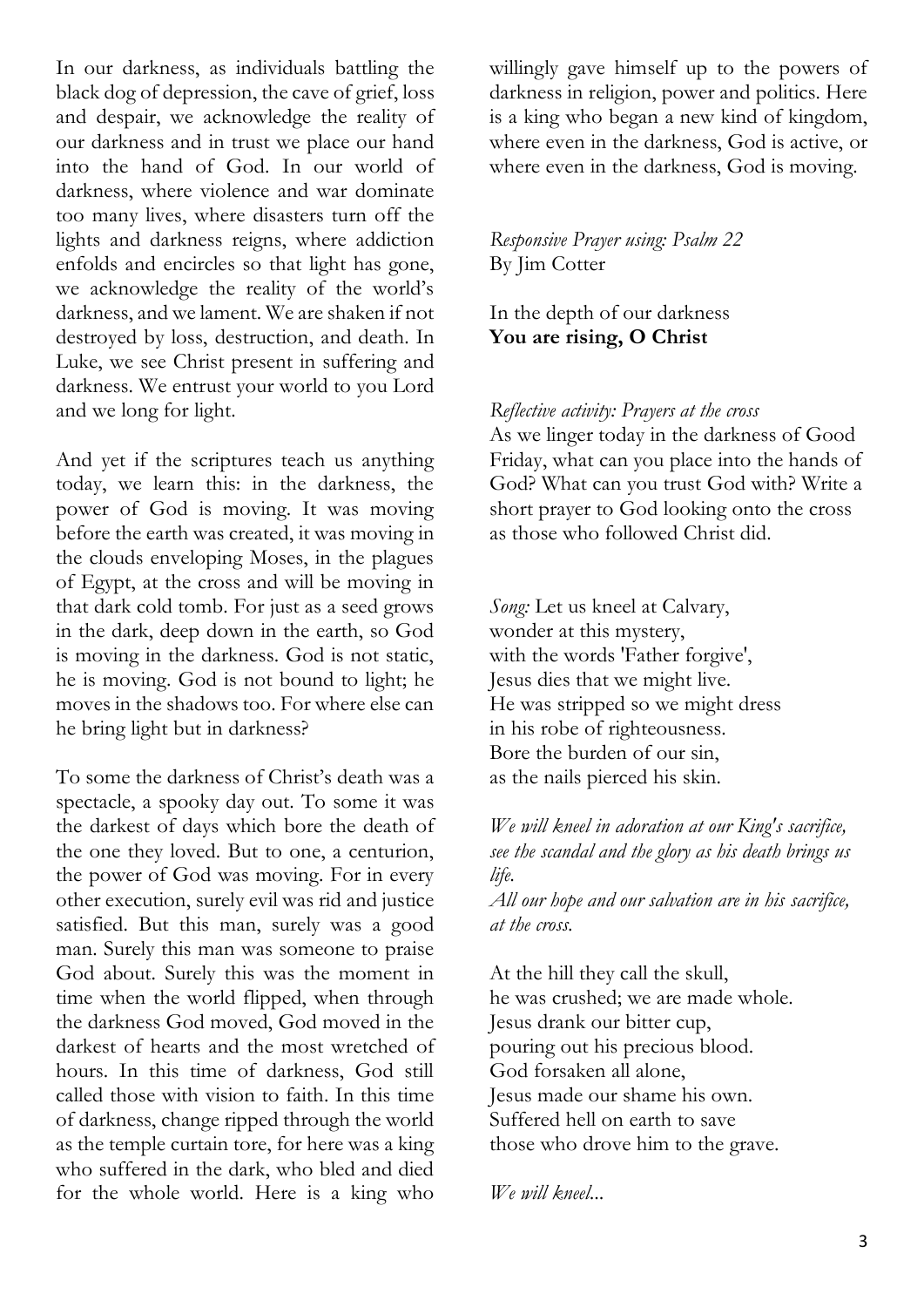In our darkness, as individuals battling the black dog of depression, the cave of grief, loss and despair, we acknowledge the reality of our darkness and in trust we place our hand into the hand of God. In our world of darkness, where violence and war dominate too many lives, where disasters turn off the lights and darkness reigns, where addiction enfolds and encircles so that light has gone, we acknowledge the reality of the world's darkness, and we lament. We are shaken if not destroyed by loss, destruction, and death. In Luke, we see Christ present in suffering and darkness. We entrust your world to you Lord and we long for light.

And yet if the scriptures teach us anything today, we learn this: in the darkness, the power of God is moving. It was moving before the earth was created, it was moving in the clouds enveloping Moses, in the plagues of Egypt, at the cross and will be moving in that dark cold tomb. For just as a seed grows in the dark, deep down in the earth, so God is moving in the darkness. God is not static, he is moving. God is not bound to light; he moves in the shadows too. For where else can he bring light but in darkness?

To some the darkness of Christ's death was a spectacle, a spooky day out. To some it was the darkest of days which bore the death of the one they loved. But to one, a centurion, the power of God was moving. For in every other execution, surely evil was rid and justice satisfied. But this man, surely was a good man. Surely this man was someone to praise God about. Surely this was the moment in time when the world flipped, when through the darkness God moved, God moved in the darkest of hearts and the most wretched of hours. In this time of darkness, God still called those with vision to faith. In this time of darkness, change ripped through the world as the temple curtain tore, for here was a king who suffered in the dark, who bled and died for the whole world. Here is a king who willingly gave himself up to the powers of darkness in religion, power and politics. Here is a king who began a new kind of kingdom, where even in the darkness, God is active, or where even in the darkness, God is moving.

*Responsive Prayer using: Psalm 22*
By Jim Cotter

In the depth of our darkness
**You are rising, O Christ**

*Reflective activity: Prayers at the cross*
As we linger today in the darkness of Good Friday, what can you place into the hands of God? What can you trust God with? Write a short prayer to God looking onto the cross as those who followed Christ did.

*Song:* Let us kneel at Calvary,
wonder at this mystery,
with the words 'Father forgive',
Jesus dies that we might live.
He was stripped so we might dress
in his robe of righteousness.
Bore the burden of our sin,
as the nails pierced his skin.

*We will kneel in adoration at our King's sacrifice, see the scandal and the glory as his death brings us life.*
*All our hope and our salvation are in his sacrifice, at the cross.*

At the hill they call the skull,
he was crushed; we are made whole.
Jesus drank our bitter cup,
pouring out his precious blood.
God forsaken all alone,
Jesus made our shame his own.
Suffered hell on earth to save
those who drove him to the grave.

*We will kneel...*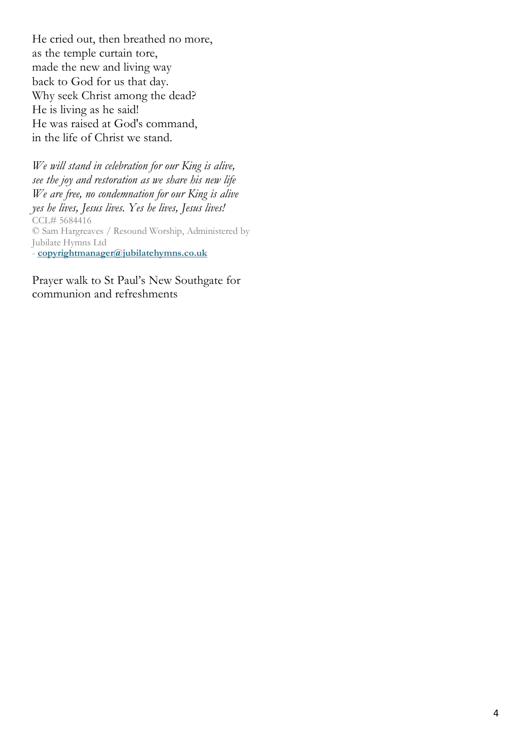He cried out, then breathed no more,
as the temple curtain tore,
made the new and living way
back to God for us that day.
Why seek Christ among the dead?
He is living as he said!
He was raised at God's command,
in the life of Christ we stand.

*We will stand in celebration for our King is alive,*
*see the joy and restoration as we share his new life*
*We are free, no condemnation for our King is alive*
*yes he lives, Jesus lives. Yes he lives, Jesus lives!*

CCL# 5684416
© Sam Hargreaves / Resound Worship, Administered by Jubilate Hymns Ltd
- **copyrightmanager@jubilatehymns.co.uk**

Prayer walk to St Paul's New Southgate for communion and refreshments